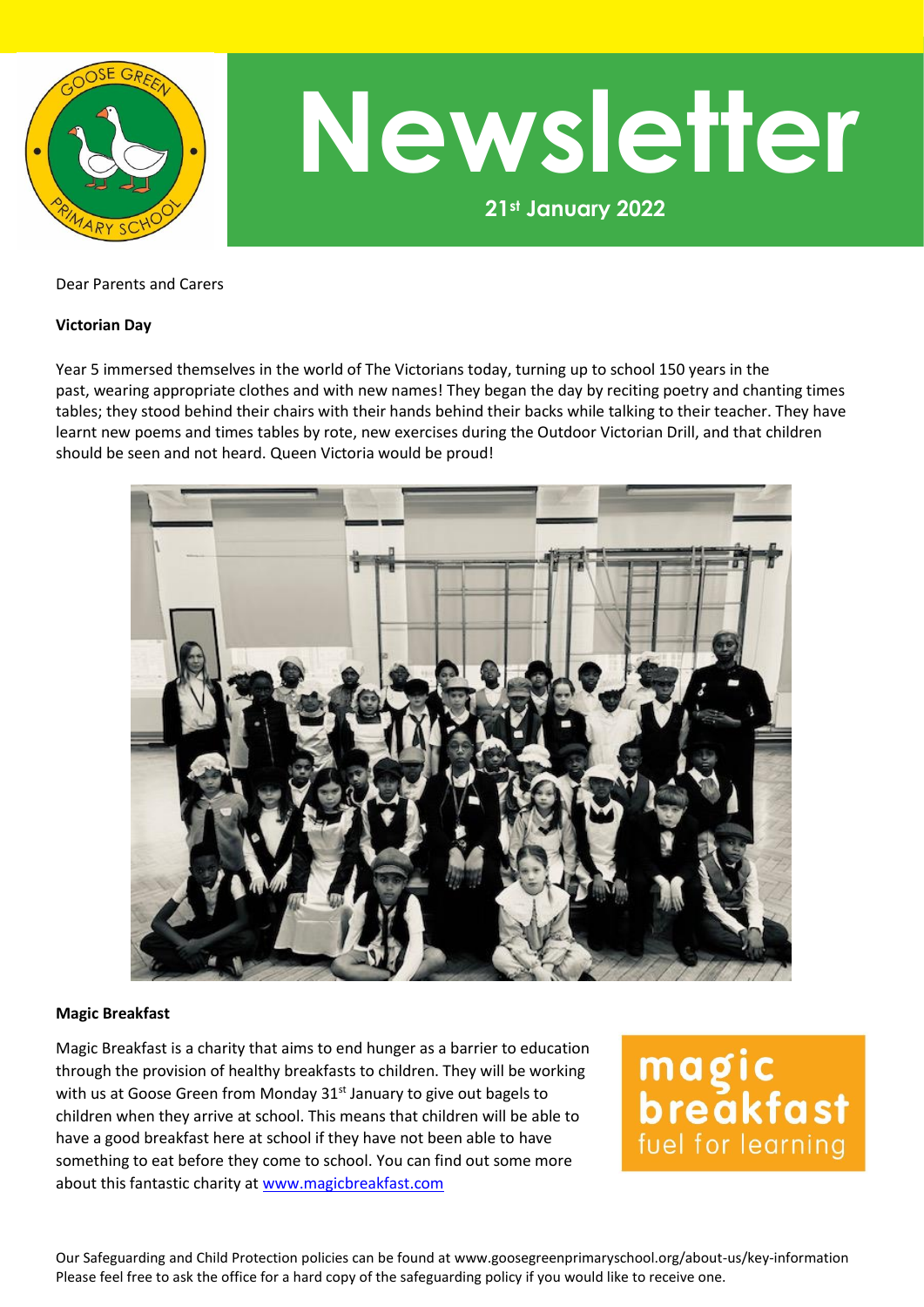# Newsletter

**21st January 2022**

Dear Parents and Carers

**Victorian Day**

Year 5 immersed themselves in the world of The Victorians today, turning up to school 150 years in the past, wearing appropriate clothes and with new names! They began the day by reciting poetry and chanting times tables; they stood behind their chairs with their hands behind their backs while talking to their teacher. They have learnt new poems and times tables by rote, new exercises during the Outdoor Victorian Drill, and that children should be seen and not heard. Queen Victoria would be proud!

**Magic Breakfast**

Magic Breakfast is a charity that aims to end hunger as a barrier to education through the provision of healthy breakfasts to children. They will be working with us at Goose Green from Monday 31st January to give out bagels to children when they arrive at school. This means that children will be able to have a good breakfast here at school if they have not been able to have something to eat before they come to school. You can find out some more about this fantastic charity at www.magicbreakfast.com

Our Safeguarding and Child Protection policies can be found at www.goosegreenprimaryschool.org/about-us/key-information
Please feel free to ask the office for a hard copy of the safeguarding policy if you would like to receive one.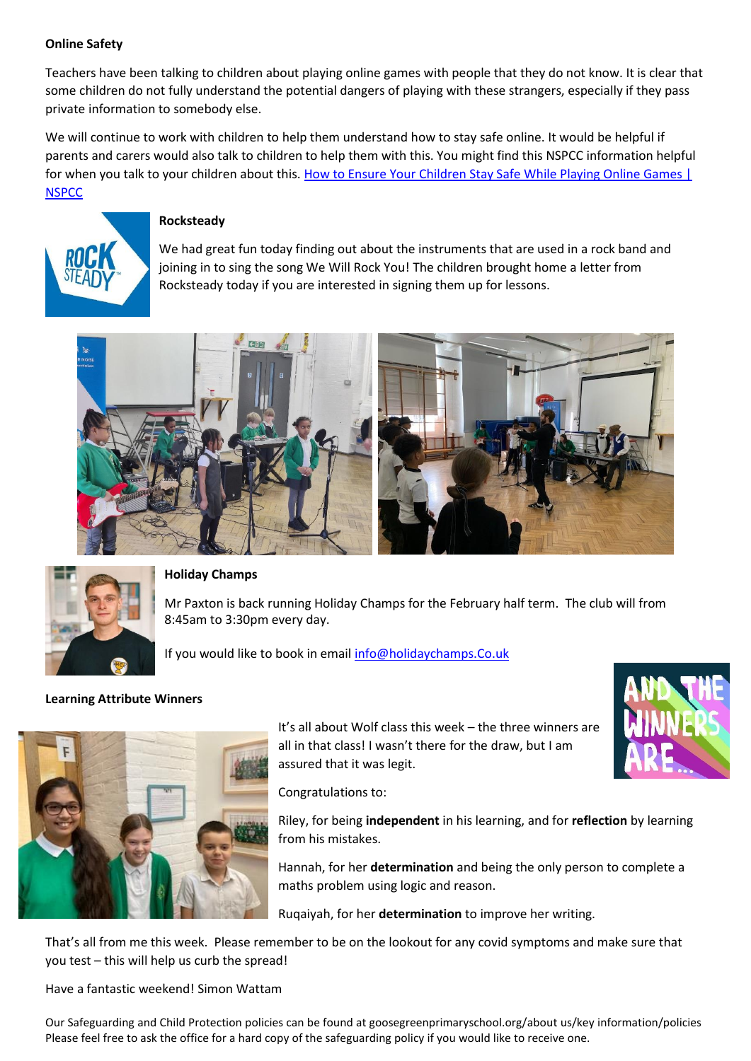**Online Safety**

Teachers have been talking to children about playing online games with people that they do not know. It is clear that some children do not fully understand the potential dangers of playing with these strangers, especially if they pass private information to somebody else.

We will continue to work with children to help them understand how to stay safe online. It would be helpful if parents and carers would also talk to children to help them with this. You might find this NSPCC information helpful for when you talk to your children about this. [How to Ensure Your Children Stay Safe While Playing Online Games | NSPCC]

**Rocksteady**

We had great fun today finding out about the instruments that are used in a rock band and joining in to sing the song We Will Rock You! The children brought home a letter from Rocksteady today if you are interested in signing them up for lessons.

**Holiday Champs**

Mr Paxton is back running Holiday Champs for the February half term. The club will from 8:45am to 3:30pm every day.

If you would like to book in email info@holidaychamps.Co.uk

**Learning Attribute Winners**

It's all about Wolf class this week – the three winners are all in that class! I wasn't there for the draw, but I am assured that it was legit.

Congratulations to:

Riley, for being **independent** in his learning, and for **reflection** by learning from his mistakes.

Hannah, for her **determination** and being the only person to complete a maths problem using logic and reason.

Ruqaiyah, for her **determination** to improve her writing.

That's all from me this week. Please remember to be on the lookout for any covid symptoms and make sure that you test – this will help us curb the spread!

Have a fantastic weekend! Simon Wattam

Our Safeguarding and Child Protection policies can be found at goosegreenprimaryschool.org/about us/key information/policies
Please feel free to ask the office for a hard copy of the safeguarding policy if you would like to receive one.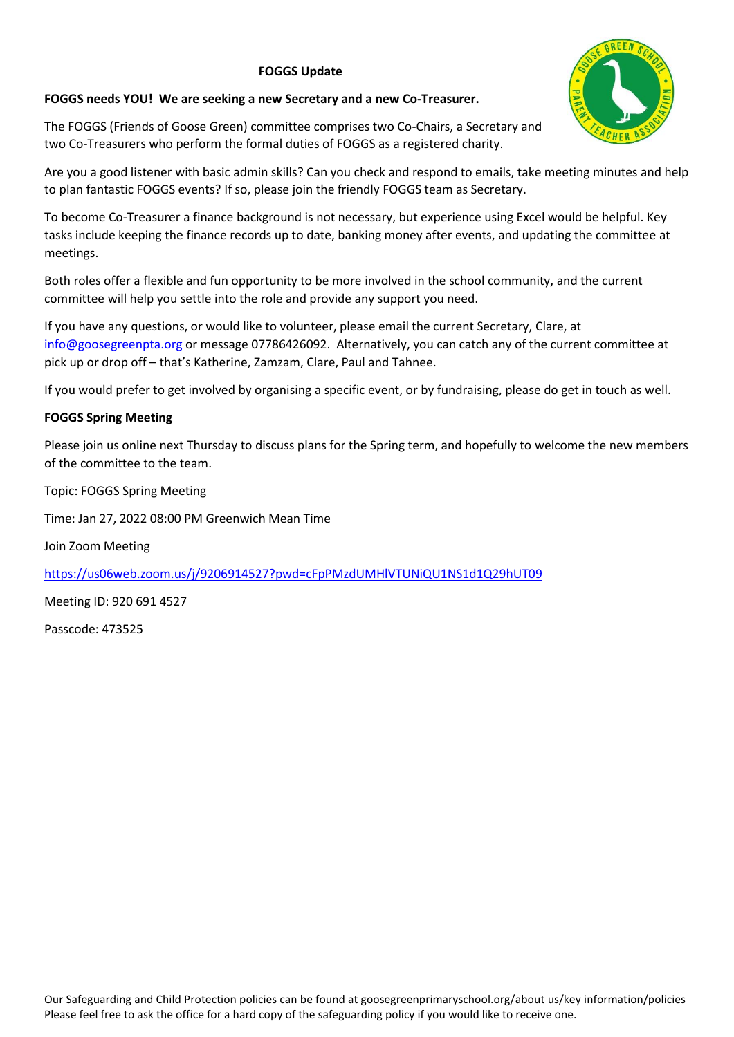# FOGGS Update

**FOGGS needs YOU! We are seeking a new Secretary and a new Co-Treasurer.**

The FOGGS (Friends of Goose Green) committee comprises two Co-Chairs, a Secretary and two Co-Treasurers who perform the formal duties of FOGGS as a registered charity.

Are you a good listener with basic admin skills? Can you check and respond to emails, take meeting minutes and help to plan fantastic FOGGS events? If so, please join the friendly FOGGS team as Secretary.

To become Co-Treasurer a finance background is not necessary, but experience using Excel would be helpful. Key tasks include keeping the finance records up to date, banking money after events, and updating the committee at meetings.

Both roles offer a flexible and fun opportunity to be more involved in the school community, and the current committee will help you settle into the role and provide any support you need.

If you have any questions, or would like to volunteer, please email the current Secretary, Clare, at info@goosegreenpta.org or message 07786426092. Alternatively, you can catch any of the current committee at pick up or drop off – that's Katherine, Zamzam, Clare, Paul and Tahnee.

If you would prefer to get involved by organising a specific event, or by fundraising, please do get in touch as well.

**FOGGS Spring Meeting**

Please join us online next Thursday to discuss plans for the Spring term, and hopefully to welcome the new members of the committee to the team.

Topic: FOGGS Spring Meeting

Time: Jan 27, 2022 08:00 PM Greenwich Mean Time

Join Zoom Meeting

https://us06web.zoom.us/j/9206914527?pwd=cFpPMzdUMHlVTUNiQU1NS1d1Q29hUT09

Meeting ID: 920 691 4527

Passcode: 473525

Our Safeguarding and Child Protection policies can be found at goosegreenprimaryschool.org/about us/key information/policies
Please feel free to ask the office for a hard copy of the safeguarding policy if you would like to receive one.